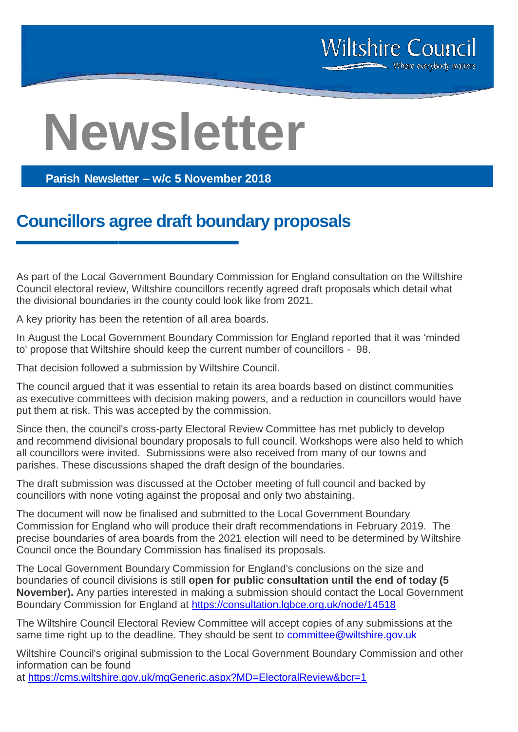Wiltshire Council

Where everybody matters

# Newsletter

**Parish Newsletter – w/c 5 November 2018**

## Councillors agree draft boundary proposals

As part of the Local Government Boundary Commission for England consultation on the Wiltshire Council electoral review, Wiltshire councillors recently agreed draft proposals which detail what the divisional boundaries in the county could look like from 2021.

A key priority has been the retention of all area boards.

In August the Local Government Boundary Commission for England reported that it was 'minded to' propose that Wiltshire should keep the current number of councillors - 98.

That decision followed a submission by Wiltshire Council.

The council argued that it was essential to retain its area boards based on distinct communities as executive committees with decision making powers, and a reduction in councillors would have put them at risk. This was accepted by the commission.

Since then, the council's cross-party Electoral Review Committee has met publicly to develop and recommend divisional boundary proposals to full council. Workshops were also held to which all councillors were invited. Submissions were also received from many of our towns and parishes. These discussions shaped the draft design of the boundaries.

The draft submission was discussed at the October meeting of full council and backed by councillors with none voting against the proposal and only two abstaining.

The document will now be finalised and submitted to the Local Government Boundary Commission for England who will produce their draft recommendations in February 2019. The precise boundaries of area boards from the 2021 election will need to be determined by Wiltshire Council once the Boundary Commission has finalised its proposals.

The Local Government Boundary Commission for England's conclusions on the size and boundaries of council divisions is still **open for public consultation until the end of today (5 November).** Any parties interested in making a submission should contact the Local Government Boundary Commission for England at https://consultation.lgbce.org.uk/node/14518

The Wiltshire Council Electoral Review Committee will accept copies of any submissions at the same time right up to the deadline. They should be sent to committee@wiltshire.gov.uk

Wiltshire Council's original submission to the Local Government Boundary Commission and other information can be found at https://cms.wiltshire.gov.uk/mgGeneric.aspx?MD=ElectoralReview&bcr=1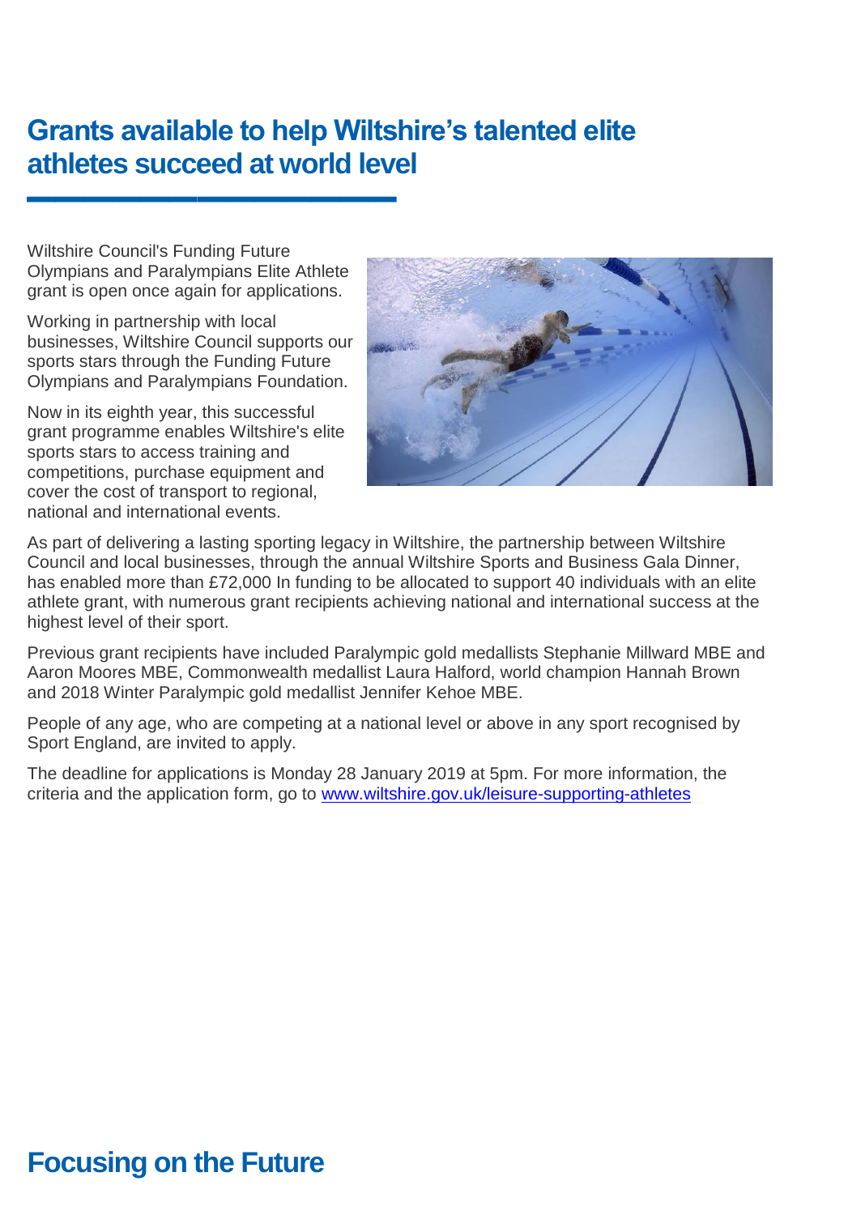## Grants available to help Wiltshire's talented elite athletes succeed at world level

Wiltshire Council's Funding Future Olympians and Paralympians Elite Athlete grant is open once again for applications.

Working in partnership with local businesses, Wiltshire Council supports our sports stars through the Funding Future Olympians and Paralympians Foundation.

Now in its eighth year, this successful grant programme enables Wiltshire's elite sports stars to access training and competitions, purchase equipment and cover the cost of transport to regional, national and international events.

As part of delivering a lasting sporting legacy in Wiltshire, the partnership between Wiltshire Council and local businesses, through the annual Wiltshire Sports and Business Gala Dinner, has enabled more than £72,000 In funding to be allocated to support 40 individuals with an elite athlete grant, with numerous grant recipients achieving national and international success at the highest level of their sport.

Previous grant recipients have included Paralympic gold medallists Stephanie Millward MBE and Aaron Moores MBE, Commonwealth medallist Laura Halford, world champion Hannah Brown and 2018 Winter Paralympic gold medallist Jennifer Kehoe MBE.

People of any age, who are competing at a national level or above in any sport recognised by Sport England, are invited to apply.

The deadline for applications is Monday 28 January 2019 at 5pm. For more information, the criteria and the application form, go to www.wiltshire.gov.uk/leisure-supporting-athletes

## Focusing on the Future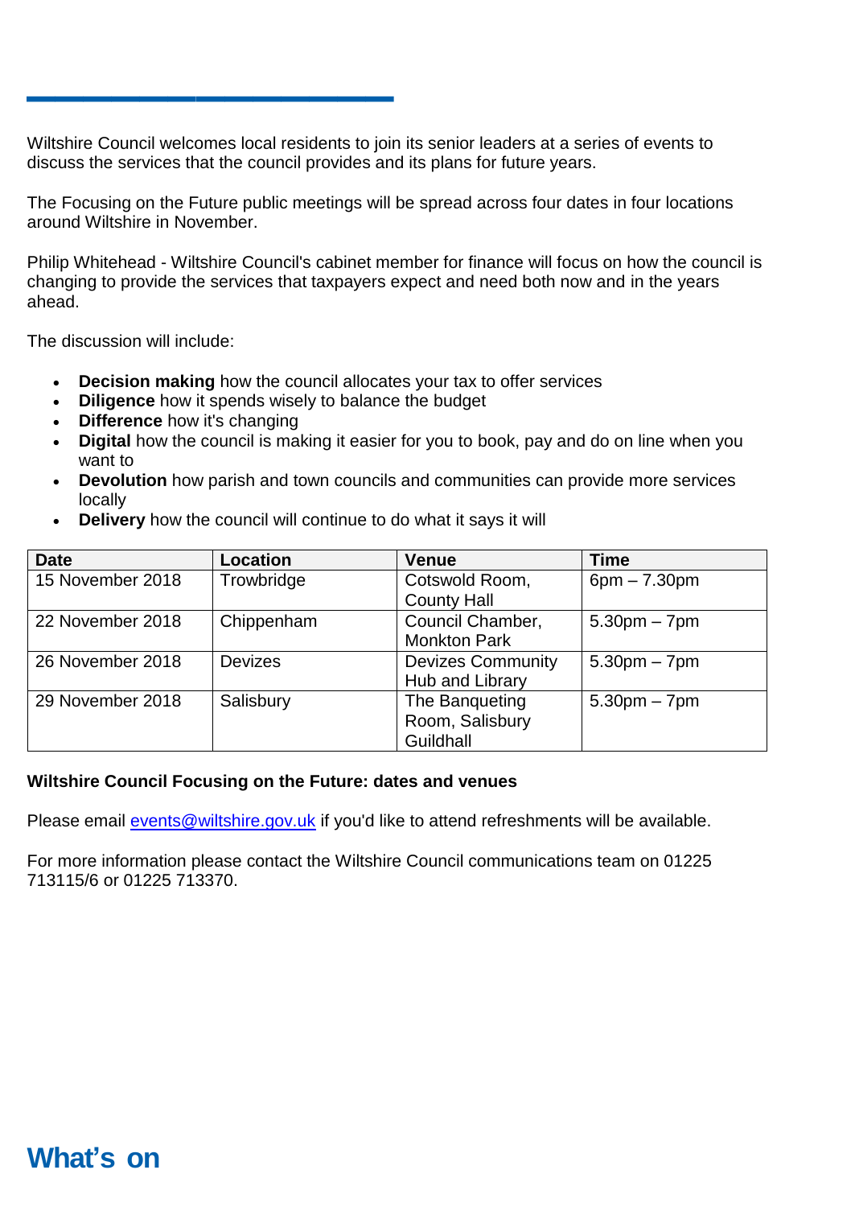Wiltshire Council welcomes local residents to join its senior leaders at a series of events to discuss the services that the council provides and its plans for future years.

The Focusing on the Future public meetings will be spread across four dates in four locations around Wiltshire in November.

Philip Whitehead - Wiltshire Council's cabinet member for finance will focus on how the council is changing to provide the services that taxpayers expect and need both now and in the years ahead.

The discussion will include:

- **Decision making** how the council allocates your tax to offer services
- **Diligence** how it spends wisely to balance the budget
- **Difference** how it's changing
- **Digital** how the council is making it easier for you to book, pay and do on line when you want to
- **Devolution** how parish and town councils and communities can provide more services locally
- **Delivery** how the council will continue to do what it says it will

| Date | Location | Venue | Time |
|---|---|---|---|
| 15 November 2018 | Trowbridge | Cotswold Room, County Hall | 6pm – 7.30pm |
| 22 November 2018 | Chippenham | Council Chamber, Monkton Park | 5.30pm – 7pm |
| 26 November 2018 | Devizes | Devizes Community Hub and Library | 5.30pm – 7pm |
| 29 November 2018 | Salisbury | The Banqueting Room, Salisbury Guildhall | 5.30pm – 7pm |

**Wiltshire Council Focusing on the Future: dates and venues**

Please email events@wiltshire.gov.uk if you'd like to attend refreshments will be available.

For more information please contact the Wiltshire Council communications team on 01225 713115/6 or 01225 713370.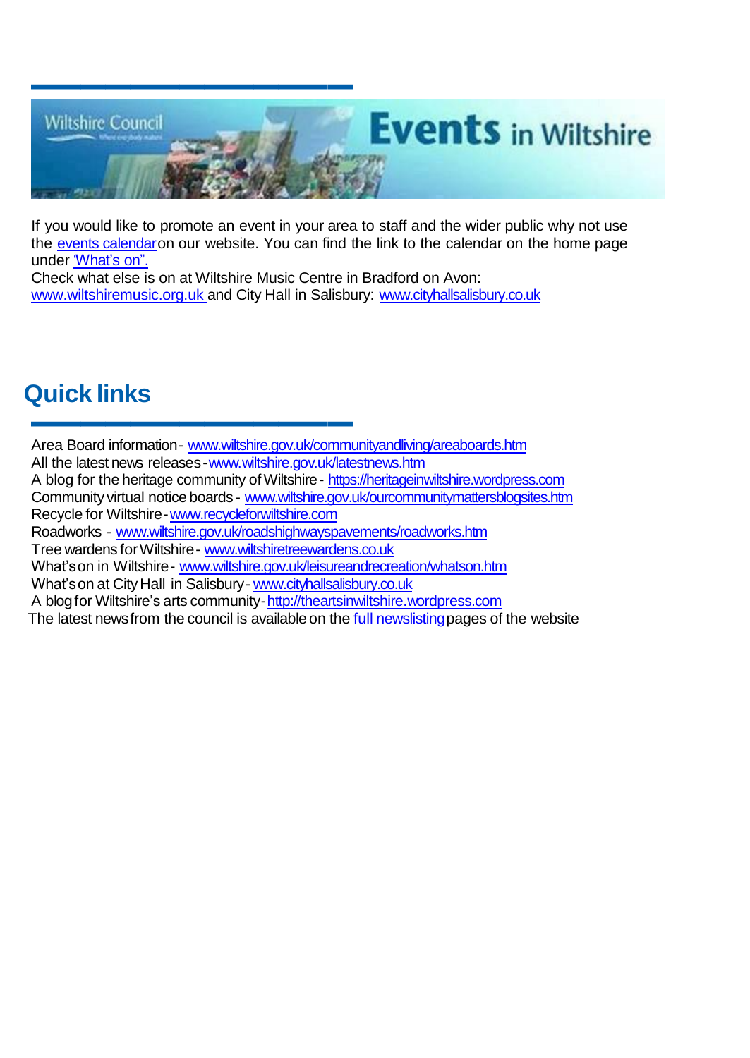Wiltshire Council

# Events in Wiltshire

If you would like to promote an event in your area to staff and the wider public why not use the events calendar on our website. You can find the link to the calendar on the home page under 'What's on".

Check what else is on at Wiltshire Music Centre in Bradford on Avon: www.wiltshiremusic.org.uk and City Hall in Salisbury: www.cityhallsalisbury.co.uk

## Quick links

Area Board information - www.wiltshire.gov.uk/communityandliving/areaboards.htm
All the latest news releases - www.wiltshire.gov.uk/latestnews.htm
A blog for the heritage community of Wiltshire - https://heritageinwiltshire.wordpress.com
Community virtual notice boards - www.wiltshire.gov.uk/ourcommunitymattersblogsites.htm
Recycle for Wiltshire - www.recycleforwiltshire.com
Roadworks - www.wiltshire.gov.uk/roadshighwayspavements/roadworks.htm
Tree wardens for Wiltshire - www.wiltshiretreewardens.co.uk
What's on in Wiltshire - www.wiltshire.gov.uk/leisureandrecreation/whatson.htm
What's on at City Hall in Salisbury - www.cityhallsalisbury.co.uk
A blog for Wiltshire's arts community - http://theartsinwiltshire.wordpress.com
The latest news from the council is available on the full newslisting pages of the website